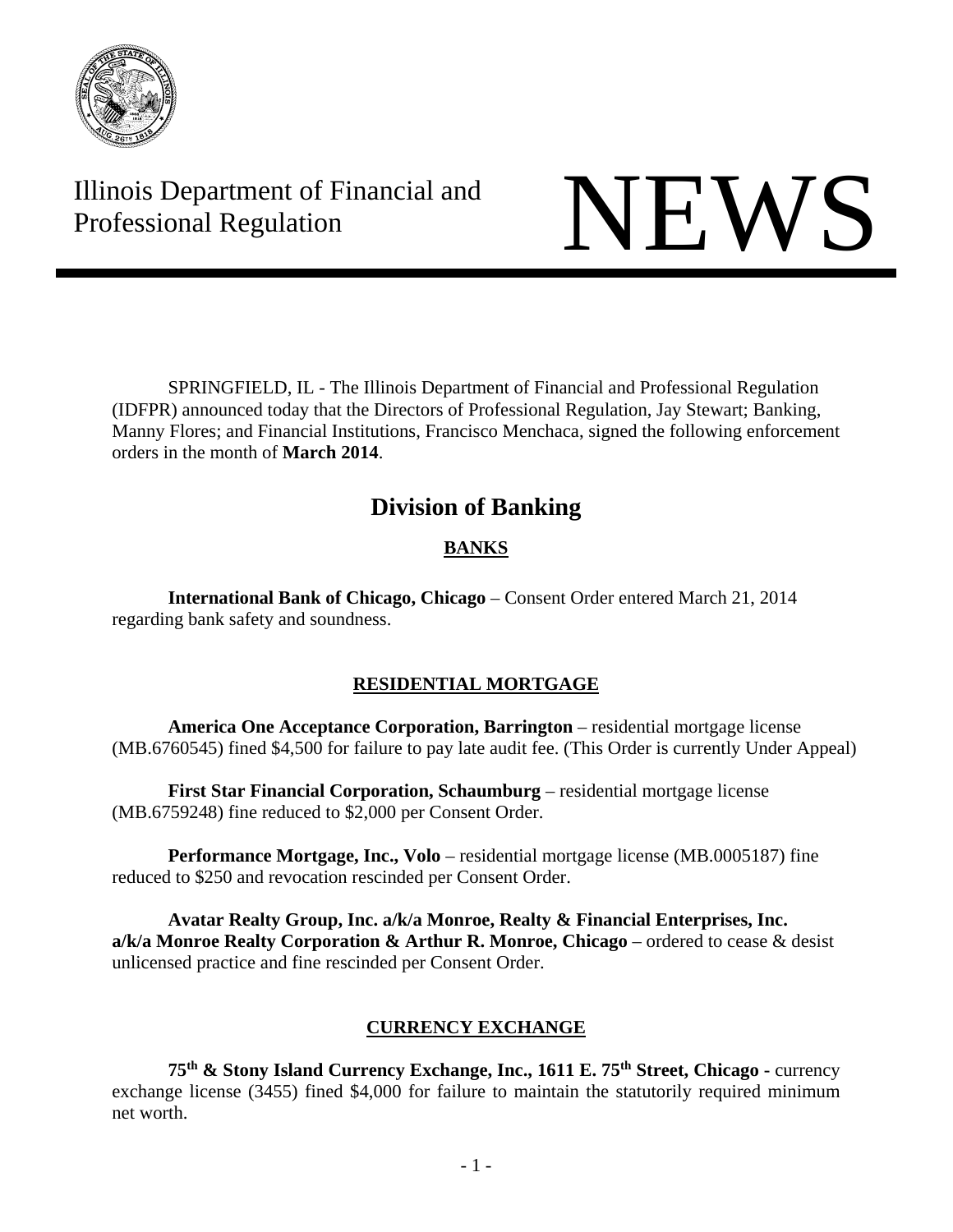Illinois Department of Financial and Professional Regulation

# NEWS

SPRINGFIELD, IL - The Illinois Department of Financial and Professional Regulation (IDFPR) announced today that the Directors of Professional Regulation, Jay Stewart; Banking, Manny Flores; and Financial Institutions, Francisco Menchaca, signed the following enforcement orders in the month of **March 2014**.

## Division of Banking

### BANKS

**International Bank of Chicago, Chicago** – Consent Order entered March 21, 2014 regarding bank safety and soundness.

### RESIDENTIAL MORTGAGE

**America One Acceptance Corporation, Barrington** – residential mortgage license (MB.6760545) fined $4,500 for failure to pay late audit fee. (This Order is currently Under Appeal)

**First Star Financial Corporation, Schaumburg** – residential mortgage license (MB.6759248) fine reduced to $2,000 per Consent Order.

**Performance Mortgage, Inc., Volo** – residential mortgage license (MB.0005187) fine reduced to $250 and revocation rescinded per Consent Order.

**Avatar Realty Group, Inc. a/k/a Monroe, Realty & Financial Enterprises, Inc. a/k/a Monroe Realty Corporation & Arthur R. Monroe, Chicago** – ordered to cease & desist unlicensed practice and fine rescinded per Consent Order.

### CURRENCY EXCHANGE

**75th & Stony Island Currency Exchange, Inc., 1611 E. 75th Street, Chicago** - currency exchange license (3455) fined $4,000 for failure to maintain the statutorily required minimum net worth.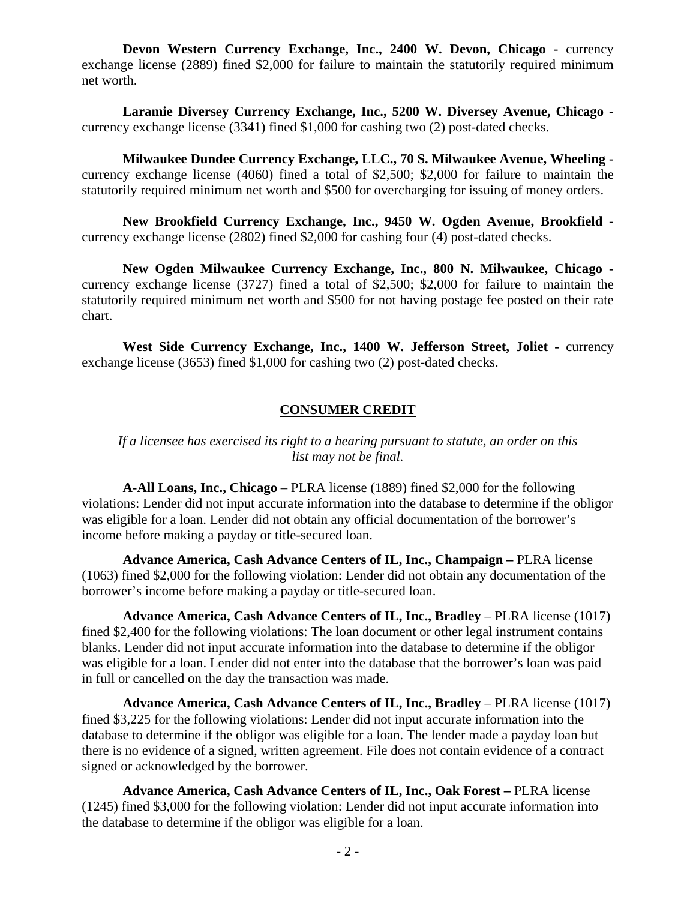**Devon Western Currency Exchange, Inc., 2400 W. Devon, Chicago -** currency exchange license (2889) fined $2,000 for failure to maintain the statutorily required minimum net worth.

**Laramie Diversey Currency Exchange, Inc., 5200 W. Diversey Avenue, Chicago -** currency exchange license (3341) fined $1,000 for cashing two (2) post-dated checks.

**Milwaukee Dundee Currency Exchange, LLC., 70 S. Milwaukee Avenue, Wheeling -** currency exchange license (4060) fined a total of $2,500; $2,000 for failure to maintain the statutorily required minimum net worth and $500 for overcharging for issuing of money orders.

**New Brookfield Currency Exchange, Inc., 9450 W. Ogden Avenue, Brookfield -** currency exchange license (2802) fined $2,000 for cashing four (4) post-dated checks.

**New Ogden Milwaukee Currency Exchange, Inc., 800 N. Milwaukee, Chicago -** currency exchange license (3727) fined a total of $2,500; $2,000 for failure to maintain the statutorily required minimum net worth and $500 for not having postage fee posted on their rate chart.

**West Side Currency Exchange, Inc., 1400 W. Jefferson Street, Joliet -** currency exchange license (3653) fined $1,000 for cashing two (2) post-dated checks.

## CONSUMER CREDIT

*If a licensee has exercised its right to a hearing pursuant to statute, an order on this list may not be final.*

**A-All Loans, Inc., Chicago** – PLRA license (1889) fined $2,000 for the following violations: Lender did not input accurate information into the database to determine if the obligor was eligible for a loan. Lender did not obtain any official documentation of the borrower's income before making a payday or title-secured loan.

**Advance America, Cash Advance Centers of IL, Inc., Champaign –** PLRA license (1063) fined $2,000 for the following violation: Lender did not obtain any documentation of the borrower's income before making a payday or title-secured loan.

**Advance America, Cash Advance Centers of IL, Inc., Bradley** – PLRA license (1017) fined $2,400 for the following violations: The loan document or other legal instrument contains blanks. Lender did not input accurate information into the database to determine if the obligor was eligible for a loan. Lender did not enter into the database that the borrower's loan was paid in full or cancelled on the day the transaction was made.

**Advance America, Cash Advance Centers of IL, Inc., Bradley** – PLRA license (1017) fined $3,225 for the following violations: Lender did not input accurate information into the database to determine if the obligor was eligible for a loan. The lender made a payday loan but there is no evidence of a signed, written agreement. File does not contain evidence of a contract signed or acknowledged by the borrower.

**Advance America, Cash Advance Centers of IL, Inc., Oak Forest –** PLRA license (1245) fined $3,000 for the following violation: Lender did not input accurate information into the database to determine if the obligor was eligible for a loan.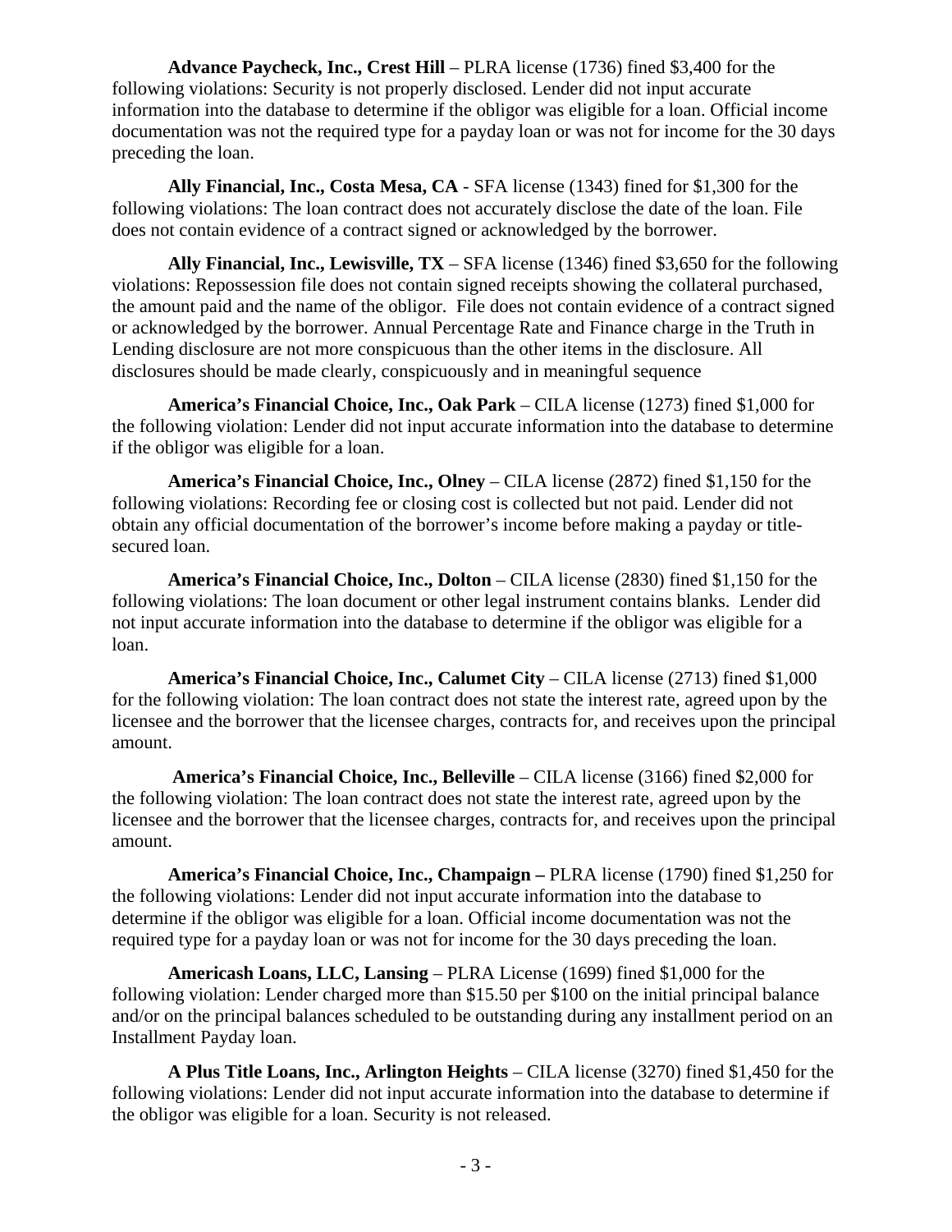**Advance Paycheck, Inc., Crest Hill** – PLRA license (1736) fined $3,400 for the following violations: Security is not properly disclosed. Lender did not input accurate information into the database to determine if the obligor was eligible for a loan. Official income documentation was not the required type for a payday loan or was not for income for the 30 days preceding the loan.

**Ally Financial, Inc., Costa Mesa, CA** - SFA license (1343) fined for $1,300 for the following violations: The loan contract does not accurately disclose the date of the loan. File does not contain evidence of a contract signed or acknowledged by the borrower.

**Ally Financial, Inc., Lewisville, TX** – SFA license (1346) fined $3,650 for the following violations: Repossession file does not contain signed receipts showing the collateral purchased, the amount paid and the name of the obligor. File does not contain evidence of a contract signed or acknowledged by the borrower. Annual Percentage Rate and Finance charge in the Truth in Lending disclosure are not more conspicuous than the other items in the disclosure. All disclosures should be made clearly, conspicuously and in meaningful sequence

**America's Financial Choice, Inc., Oak Park** – CILA license (1273) fined $1,000 for the following violation: Lender did not input accurate information into the database to determine if the obligor was eligible for a loan.

**America's Financial Choice, Inc., Olney** – CILA license (2872) fined $1,150 for the following violations: Recording fee or closing cost is collected but not paid. Lender did not obtain any official documentation of the borrower's income before making a payday or title-secured loan.

**America's Financial Choice, Inc., Dolton** – CILA license (2830) fined $1,150 for the following violations: The loan document or other legal instrument contains blanks. Lender did not input accurate information into the database to determine if the obligor was eligible for a loan.

**America's Financial Choice, Inc., Calumet City** – CILA license (2713) fined $1,000 for the following violation: The loan contract does not state the interest rate, agreed upon by the licensee and the borrower that the licensee charges, contracts for, and receives upon the principal amount.

**America's Financial Choice, Inc., Belleville** – CILA license (3166) fined $2,000 for the following violation: The loan contract does not state the interest rate, agreed upon by the licensee and the borrower that the licensee charges, contracts for, and receives upon the principal amount.

**America's Financial Choice, Inc., Champaign –** PLRA license (1790) fined $1,250 for the following violations: Lender did not input accurate information into the database to determine if the obligor was eligible for a loan. Official income documentation was not the required type for a payday loan or was not for income for the 30 days preceding the loan.

**Americash Loans, LLC, Lansing** – PLRA License (1699) fined $1,000 for the following violation: Lender charged more than $15.50 per $100 on the initial principal balance and/or on the principal balances scheduled to be outstanding during any installment period on an Installment Payday loan.

**A Plus Title Loans, Inc., Arlington Heights** – CILA license (3270) fined $1,450 for the following violations: Lender did not input accurate information into the database to determine if the obligor was eligible for a loan. Security is not released.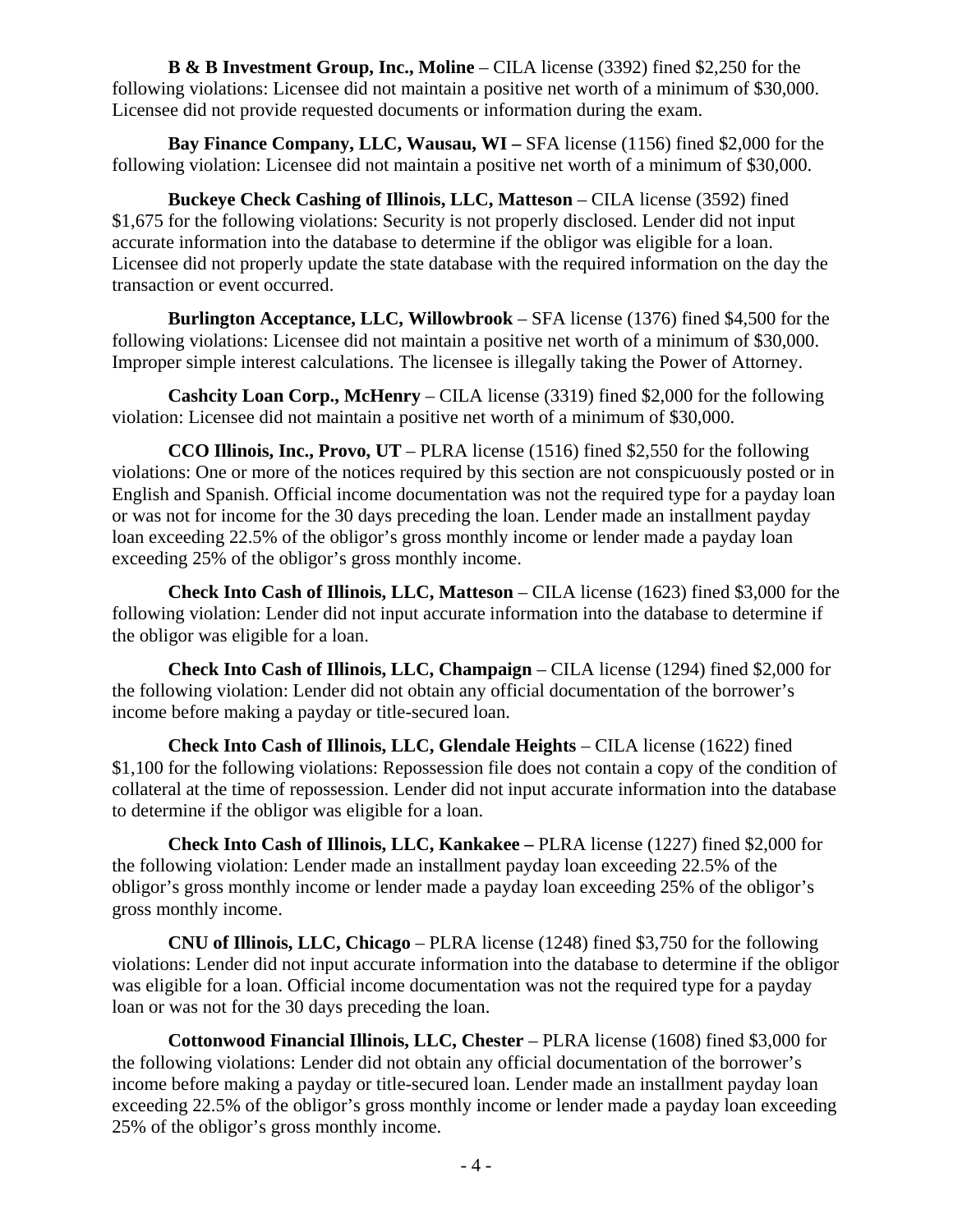**B & B Investment Group, Inc., Moline** – CILA license (3392) fined $2,250 for the following violations: Licensee did not maintain a positive net worth of a minimum of $30,000. Licensee did not provide requested documents or information during the exam.

**Bay Finance Company, LLC, Wausau, WI –** SFA license (1156) fined $2,000 for the following violation: Licensee did not maintain a positive net worth of a minimum of $30,000.

**Buckeye Check Cashing of Illinois, LLC, Matteson** – CILA license (3592) fined $1,675 for the following violations: Security is not properly disclosed. Lender did not input accurate information into the database to determine if the obligor was eligible for a loan. Licensee did not properly update the state database with the required information on the day the transaction or event occurred.

**Burlington Acceptance, LLC, Willowbrook** – SFA license (1376) fined $4,500 for the following violations: Licensee did not maintain a positive net worth of a minimum of $30,000. Improper simple interest calculations. The licensee is illegally taking the Power of Attorney.

**Cashcity Loan Corp., McHenry** – CILA license (3319) fined $2,000 for the following violation: Licensee did not maintain a positive net worth of a minimum of $30,000.

**CCO Illinois, Inc., Provo, UT** – PLRA license (1516) fined $2,550 for the following violations: One or more of the notices required by this section are not conspicuously posted or in English and Spanish. Official income documentation was not the required type for a payday loan or was not for income for the 30 days preceding the loan. Lender made an installment payday loan exceeding 22.5% of the obligor's gross monthly income or lender made a payday loan exceeding 25% of the obligor's gross monthly income.

**Check Into Cash of Illinois, LLC, Matteson** – CILA license (1623) fined $3,000 for the following violation: Lender did not input accurate information into the database to determine if the obligor was eligible for a loan.

**Check Into Cash of Illinois, LLC, Champaign** – CILA license (1294) fined $2,000 for the following violation: Lender did not obtain any official documentation of the borrower's income before making a payday or title-secured loan.

**Check Into Cash of Illinois, LLC, Glendale Heights** – CILA license (1622) fined $1,100 for the following violations: Repossession file does not contain a copy of the condition of collateral at the time of repossession. Lender did not input accurate information into the database to determine if the obligor was eligible for a loan.

**Check Into Cash of Illinois, LLC, Kankakee –** PLRA license (1227) fined $2,000 for the following violation: Lender made an installment payday loan exceeding 22.5% of the obligor's gross monthly income or lender made a payday loan exceeding 25% of the obligor's gross monthly income.

**CNU of Illinois, LLC, Chicago** – PLRA license (1248) fined $3,750 for the following violations: Lender did not input accurate information into the database to determine if the obligor was eligible for a loan. Official income documentation was not the required type for a payday loan or was not for the 30 days preceding the loan.

**Cottonwood Financial Illinois, LLC, Chester** – PLRA license (1608) fined $3,000 for the following violations: Lender did not obtain any official documentation of the borrower's income before making a payday or title-secured loan. Lender made an installment payday loan exceeding 22.5% of the obligor's gross monthly income or lender made a payday loan exceeding 25% of the obligor's gross monthly income.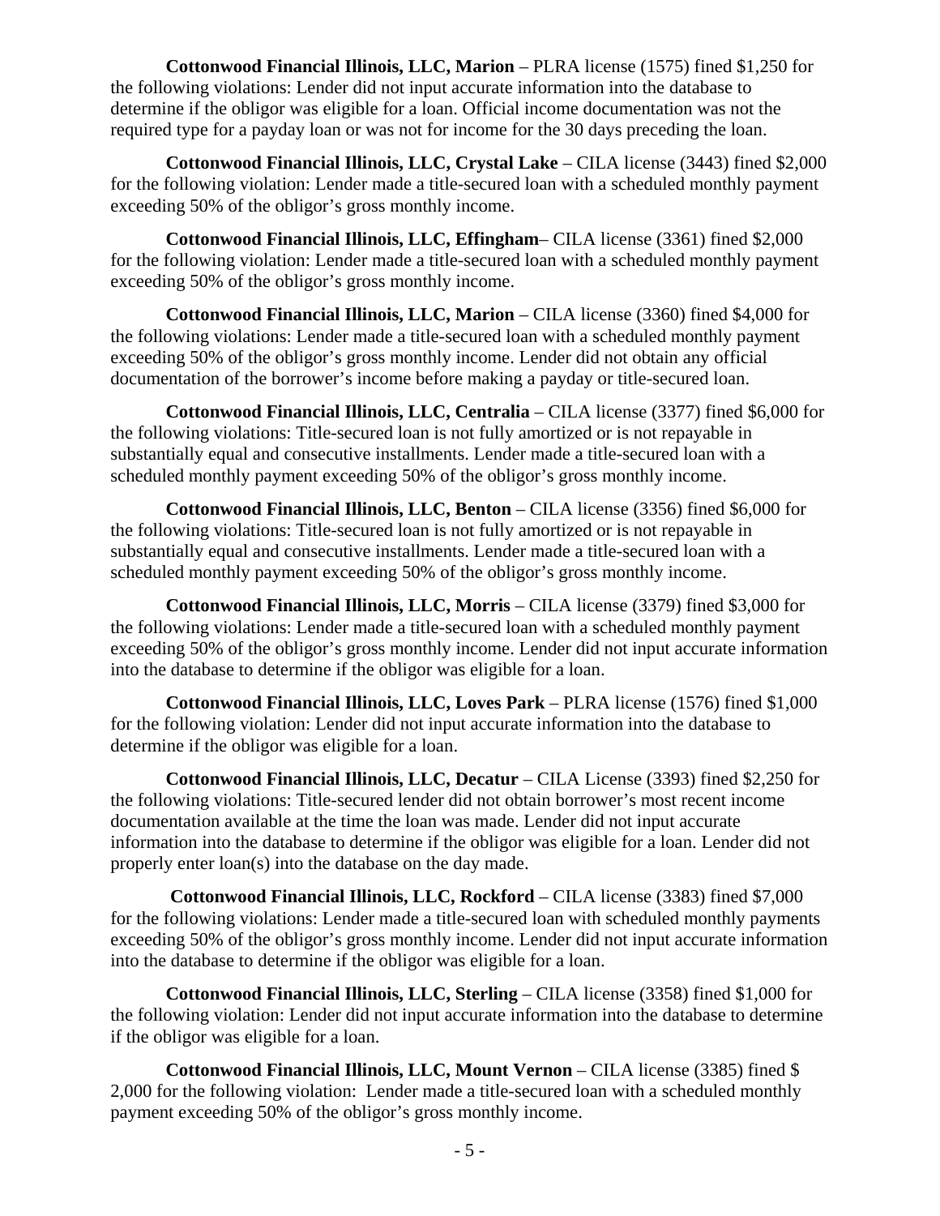**Cottonwood Financial Illinois, LLC, Marion** – PLRA license (1575) fined $1,250 for the following violations: Lender did not input accurate information into the database to determine if the obligor was eligible for a loan. Official income documentation was not the required type for a payday loan or was not for income for the 30 days preceding the loan.

**Cottonwood Financial Illinois, LLC, Crystal Lake** – CILA license (3443) fined $2,000 for the following violation: Lender made a title-secured loan with a scheduled monthly payment exceeding 50% of the obligor's gross monthly income.

**Cottonwood Financial Illinois, LLC, Effingham**– CILA license (3361) fined $2,000 for the following violation: Lender made a title-secured loan with a scheduled monthly payment exceeding 50% of the obligor's gross monthly income.

**Cottonwood Financial Illinois, LLC, Marion** – CILA license (3360) fined $4,000 for the following violations: Lender made a title-secured loan with a scheduled monthly payment exceeding 50% of the obligor's gross monthly income. Lender did not obtain any official documentation of the borrower's income before making a payday or title-secured loan.

**Cottonwood Financial Illinois, LLC, Centralia** – CILA license (3377) fined $6,000 for the following violations: Title-secured loan is not fully amortized or is not repayable in substantially equal and consecutive installments. Lender made a title-secured loan with a scheduled monthly payment exceeding 50% of the obligor's gross monthly income.

**Cottonwood Financial Illinois, LLC, Benton** – CILA license (3356) fined $6,000 for the following violations: Title-secured loan is not fully amortized or is not repayable in substantially equal and consecutive installments. Lender made a title-secured loan with a scheduled monthly payment exceeding 50% of the obligor's gross monthly income.

**Cottonwood Financial Illinois, LLC, Morris** – CILA license (3379) fined $3,000 for the following violations: Lender made a title-secured loan with a scheduled monthly payment exceeding 50% of the obligor's gross monthly income. Lender did not input accurate information into the database to determine if the obligor was eligible for a loan.

**Cottonwood Financial Illinois, LLC, Loves Park** – PLRA license (1576) fined $1,000 for the following violation: Lender did not input accurate information into the database to determine if the obligor was eligible for a loan.

**Cottonwood Financial Illinois, LLC, Decatur** – CILA License (3393) fined $2,250 for the following violations: Title-secured lender did not obtain borrower's most recent income documentation available at the time the loan was made. Lender did not input accurate information into the database to determine if the obligor was eligible for a loan. Lender did not properly enter loan(s) into the database on the day made.

**Cottonwood Financial Illinois, LLC, Rockford** – CILA license (3383) fined $7,000 for the following violations: Lender made a title-secured loan with scheduled monthly payments exceeding 50% of the obligor's gross monthly income. Lender did not input accurate information into the database to determine if the obligor was eligible for a loan.

**Cottonwood Financial Illinois, LLC, Sterling** – CILA license (3358) fined $1,000 for the following violation: Lender did not input accurate information into the database to determine if the obligor was eligible for a loan.

**Cottonwood Financial Illinois, LLC, Mount Vernon** – CILA license (3385) fined $ 2,000 for the following violation: Lender made a title-secured loan with a scheduled monthly payment exceeding 50% of the obligor's gross monthly income.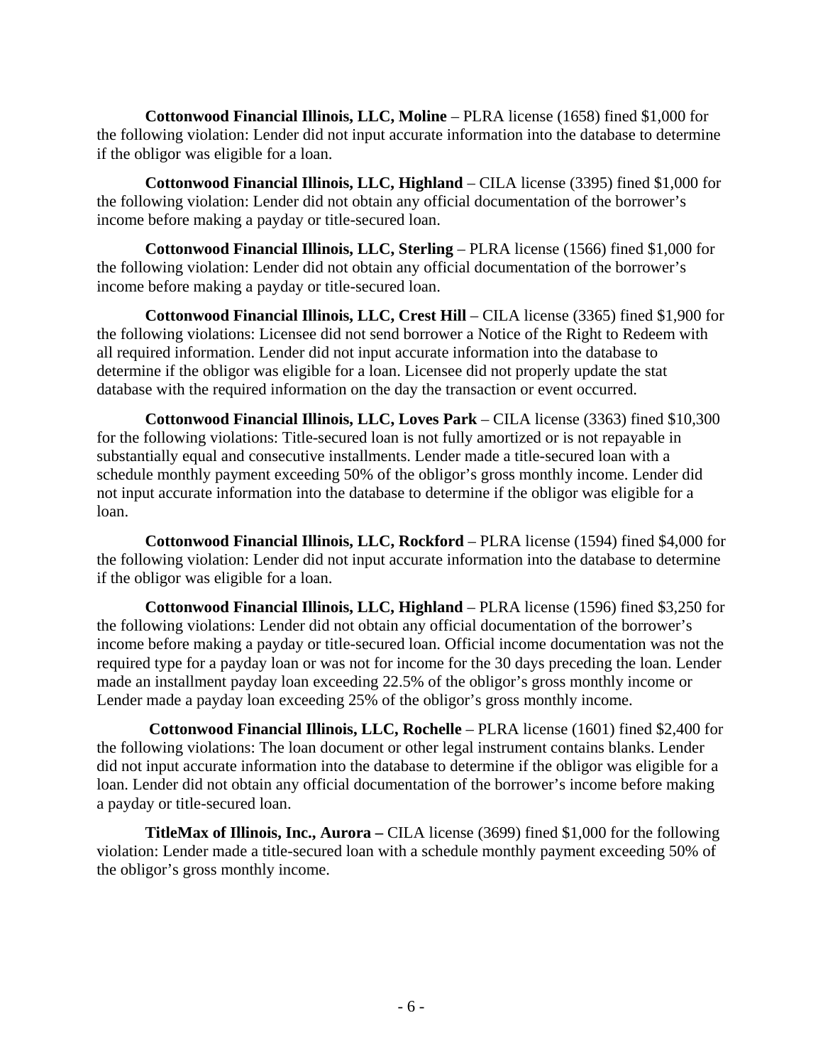**Cottonwood Financial Illinois, LLC, Moline** – PLRA license (1658) fined $1,000 for the following violation: Lender did not input accurate information into the database to determine if the obligor was eligible for a loan.

**Cottonwood Financial Illinois, LLC, Highland** – CILA license (3395) fined $1,000 for the following violation: Lender did not obtain any official documentation of the borrower's income before making a payday or title-secured loan.

**Cottonwood Financial Illinois, LLC, Sterling** – PLRA license (1566) fined $1,000 for the following violation: Lender did not obtain any official documentation of the borrower's income before making a payday or title-secured loan.

**Cottonwood Financial Illinois, LLC, Crest Hill** – CILA license (3365) fined $1,900 for the following violations: Licensee did not send borrower a Notice of the Right to Redeem with all required information. Lender did not input accurate information into the database to determine if the obligor was eligible for a loan. Licensee did not properly update the stat database with the required information on the day the transaction or event occurred.

**Cottonwood Financial Illinois, LLC, Loves Park** – CILA license (3363) fined $10,300 for the following violations: Title-secured loan is not fully amortized or is not repayable in substantially equal and consecutive installments. Lender made a title-secured loan with a schedule monthly payment exceeding 50% of the obligor's gross monthly income. Lender did not input accurate information into the database to determine if the obligor was eligible for a loan.

**Cottonwood Financial Illinois, LLC, Rockford** – PLRA license (1594) fined $4,000 for the following violation: Lender did not input accurate information into the database to determine if the obligor was eligible for a loan.

**Cottonwood Financial Illinois, LLC, Highland** – PLRA license (1596) fined $3,250 for the following violations: Lender did not obtain any official documentation of the borrower's income before making a payday or title-secured loan. Official income documentation was not the required type for a payday loan or was not for income for the 30 days preceding the loan. Lender made an installment payday loan exceeding 22.5% of the obligor's gross monthly income or Lender made a payday loan exceeding 25% of the obligor's gross monthly income.

**Cottonwood Financial Illinois, LLC, Rochelle** – PLRA license (1601) fined $2,400 for the following violations: The loan document or other legal instrument contains blanks. Lender did not input accurate information into the database to determine if the obligor was eligible for a loan. Lender did not obtain any official documentation of the borrower's income before making a payday or title-secured loan.

**TitleMax of Illinois, Inc., Aurora –** CILA license (3699) fined $1,000 for the following violation: Lender made a title-secured loan with a schedule monthly payment exceeding 50% of the obligor's gross monthly income.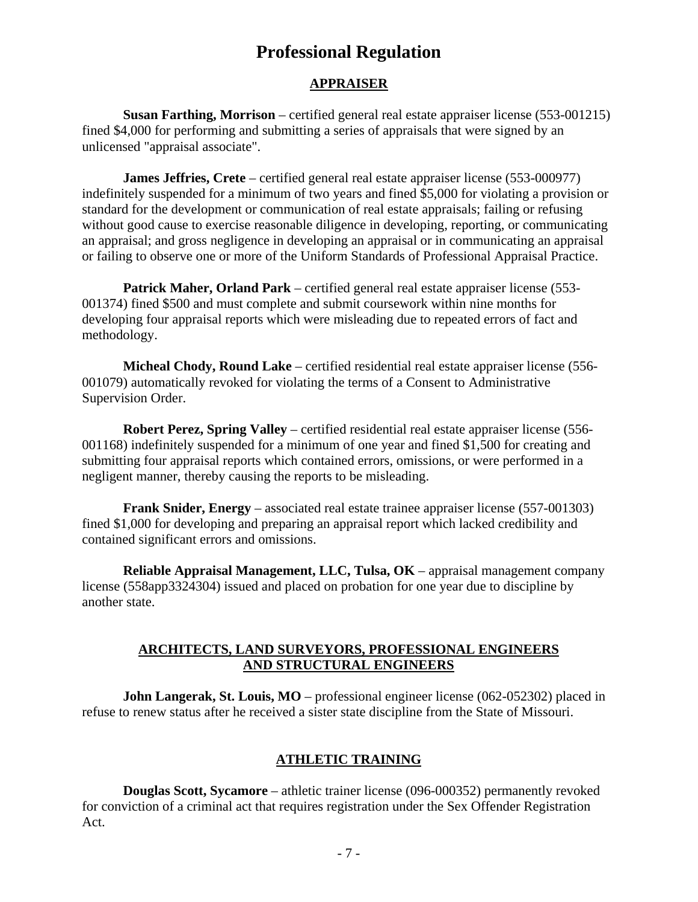# Professional Regulation

## APPRAISER

**Susan Farthing, Morrison** – certified general real estate appraiser license (553-001215) fined $4,000 for performing and submitting a series of appraisals that were signed by an unlicensed "appraisal associate".

**James Jeffries, Crete** – certified general real estate appraiser license (553-000977) indefinitely suspended for a minimum of two years and fined $5,000 for violating a provision or standard for the development or communication of real estate appraisals; failing or refusing without good cause to exercise reasonable diligence in developing, reporting, or communicating an appraisal; and gross negligence in developing an appraisal or in communicating an appraisal or failing to observe one or more of the Uniform Standards of Professional Appraisal Practice.

**Patrick Maher, Orland Park** – certified general real estate appraiser license (553-001374) fined $500 and must complete and submit coursework within nine months for developing four appraisal reports which were misleading due to repeated errors of fact and methodology.

**Micheal Chody, Round Lake** – certified residential real estate appraiser license (556-001079) automatically revoked for violating the terms of a Consent to Administrative Supervision Order.

**Robert Perez, Spring Valley** – certified residential real estate appraiser license (556-001168) indefinitely suspended for a minimum of one year and fined $1,500 for creating and submitting four appraisal reports which contained errors, omissions, or were performed in a negligent manner, thereby causing the reports to be misleading.

**Frank Snider, Energy** – associated real estate trainee appraiser license (557-001303) fined $1,000 for developing and preparing an appraisal report which lacked credibility and contained significant errors and omissions.

**Reliable Appraisal Management, LLC, Tulsa, OK** – appraisal management company license (558app3324304) issued and placed on probation for one year due to discipline by another state.

## ARCHITECTS, LAND SURVEYORS, PROFESSIONAL ENGINEERS AND STRUCTURAL ENGINEERS

**John Langerak, St. Louis, MO** – professional engineer license (062-052302) placed in refuse to renew status after he received a sister state discipline from the State of Missouri.

## ATHLETIC TRAINING

**Douglas Scott, Sycamore** – athletic trainer license (096-000352) permanently revoked for conviction of a criminal act that requires registration under the Sex Offender Registration Act.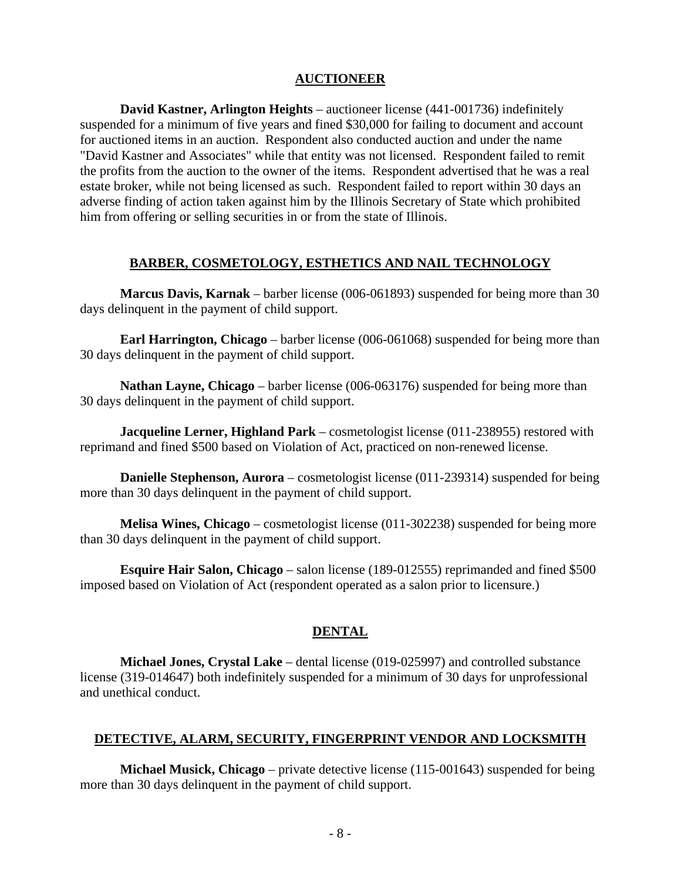## AUCTIONEER

**David Kastner, Arlington Heights** – auctioneer license (441-001736) indefinitely suspended for a minimum of five years and fined $30,000 for failing to document and account for auctioned items in an auction. Respondent also conducted auction and under the name "David Kastner and Associates" while that entity was not licensed. Respondent failed to remit the profits from the auction to the owner of the items. Respondent advertised that he was a real estate broker, while not being licensed as such. Respondent failed to report within 30 days an adverse finding of action taken against him by the Illinois Secretary of State which prohibited him from offering or selling securities in or from the state of Illinois.

## BARBER, COSMETOLOGY, ESTHETICS AND NAIL TECHNOLOGY

**Marcus Davis, Karnak** – barber license (006-061893) suspended for being more than 30 days delinquent in the payment of child support.

**Earl Harrington, Chicago** – barber license (006-061068) suspended for being more than 30 days delinquent in the payment of child support.

**Nathan Layne, Chicago** – barber license (006-063176) suspended for being more than 30 days delinquent in the payment of child support.

**Jacqueline Lerner, Highland Park** – cosmetologist license (011-238955) restored with reprimand and fined $500 based on Violation of Act, practiced on non-renewed license.

**Danielle Stephenson, Aurora** – cosmetologist license (011-239314) suspended for being more than 30 days delinquent in the payment of child support.

**Melisa Wines, Chicago** – cosmetologist license (011-302238) suspended for being more than 30 days delinquent in the payment of child support.

**Esquire Hair Salon, Chicago** – salon license (189-012555) reprimanded and fined $500 imposed based on Violation of Act (respondent operated as a salon prior to licensure.)

## DENTAL

**Michael Jones, Crystal Lake** – dental license (019-025997) and controlled substance license (319-014647) both indefinitely suspended for a minimum of 30 days for unprofessional and unethical conduct.

## DETECTIVE, ALARM, SECURITY, FINGERPRINT VENDOR AND LOCKSMITH

**Michael Musick, Chicago** – private detective license (115-001643) suspended for being more than 30 days delinquent in the payment of child support.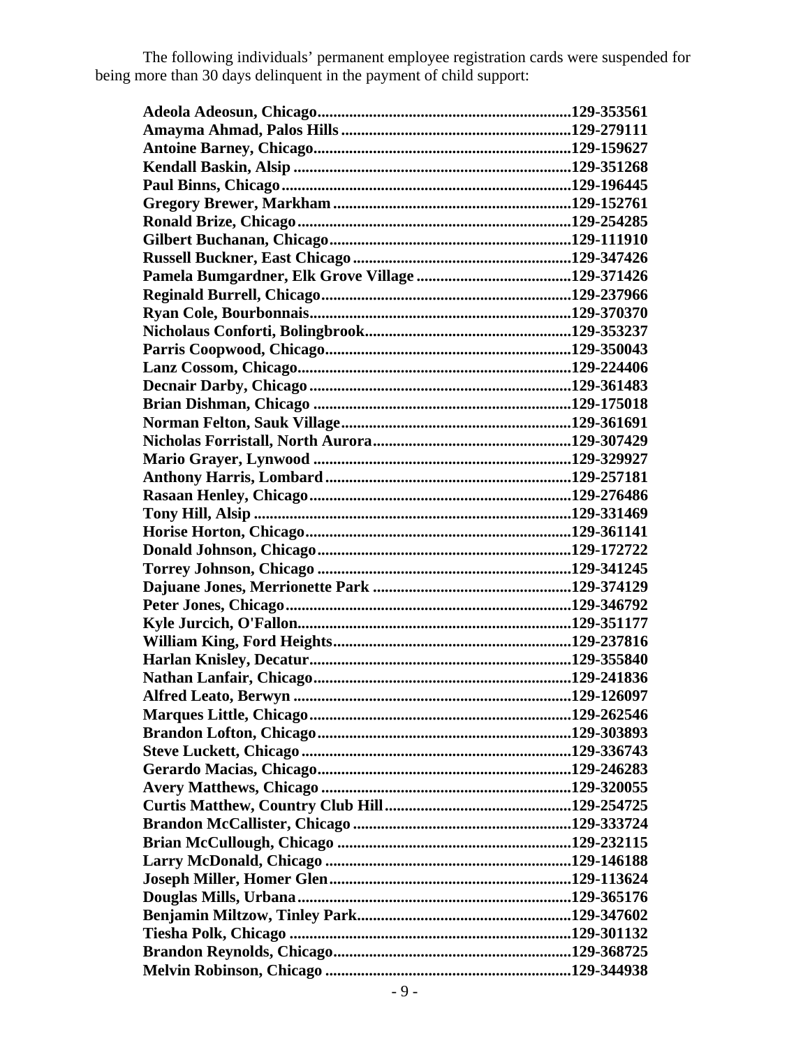The following individuals' permanent employee registration cards were suspended for being more than 30 days delinquent in the payment of child support:

**Adeola Adeosun, Chicago................................................................129-353561**
**Amayma Ahmad, Palos Hills..........................................................129-279111**
**Antoine Barney, Chicago................................................................129-159627**
**Kendall Baskin, Alsip.....................................................................129-351268**
**Paul Binns, Chicago........................................................................129-196445**
**Gregory Brewer, Markham...............................................................129-152761**
**Ronald Brize, Chicago.....................................................................129-254285**
**Gilbert Buchanan, Chicago..............................................................129-111910**
**Russell Buckner, East Chicago........................................................129-347426**
**Pamela Bumgardner, Elk Grove Village.........................................129-371426**
**Reginald Burrell, Chicago...............................................................129-237966**
**Ryan Cole, Bourbonnais..................................................................129-370370**
**Nicholaus Conforti, Bolingbrook....................................................129-353237**
**Parris Coopwood, Chicago..............................................................129-350043**
**Lanz Cossom, Chicago.....................................................................129-224406**
**Decnair Darby, Chicago..................................................................129-361483**
**Brian Dishman, Chicago.................................................................129-175018**
**Norman Felton, Sauk Village..........................................................129-361691**
**Nicholas Forristall, North Aurora...................................................129-307429**
**Mario Grayer, Lynwood..................................................................129-329927**
**Anthony Harris, Lombard...............................................................129-257181**
**Rasaan Henley, Chicago..................................................................129-276486**
**Tony Hill, Alsip...............................................................................129-331469**
**Horise Horton, Chicago...................................................................129-361141**
**Donald Johnson, Chicago................................................................129-172722**
**Torrey Johnson, Chicago.................................................................129-341245**
**Dajuane Jones, Merrionette Park....................................................129-374129**
**Peter Jones, Chicago.......................................................................129-346792**
**Kyle Jurcich, O'Fallon.....................................................................129-351177**
**William King, Ford Heights............................................................129-237816**
**Harlan Knisley, Decatur..................................................................129-355840**
**Nathan Lanfair, Chicago.................................................................129-241836**
**Alfred Leato, Berwyn......................................................................129-126097**
**Marques Little, Chicago..................................................................129-262546**
**Brandon Lofton, Chicago................................................................129-303893**
**Steve Luckett, Chicago....................................................................129-336743**
**Gerardo Macias, Chicago................................................................129-246283**
**Avery Matthews, Chicago...............................................................129-320055**
**Curtis Matthew, Country Club Hill................................................129-254725**
**Brandon McCallister, Chicago........................................................129-333724**
**Brian McCullough, Chicago............................................................129-232115**
**Larry McDonald, Chicago...............................................................129-146188**
**Joseph Miller, Homer Glen.............................................................129-113624**
**Douglas Mills, Urbana.....................................................................129-365176**
**Benjamin Miltzow, Tinley Park......................................................129-347602**
**Tiesha Polk, Chicago.......................................................................129-301132**
**Brandon Reynolds, Chicago............................................................129-368725**
**Melvin Robinson, Chicago..............................................................129-344938**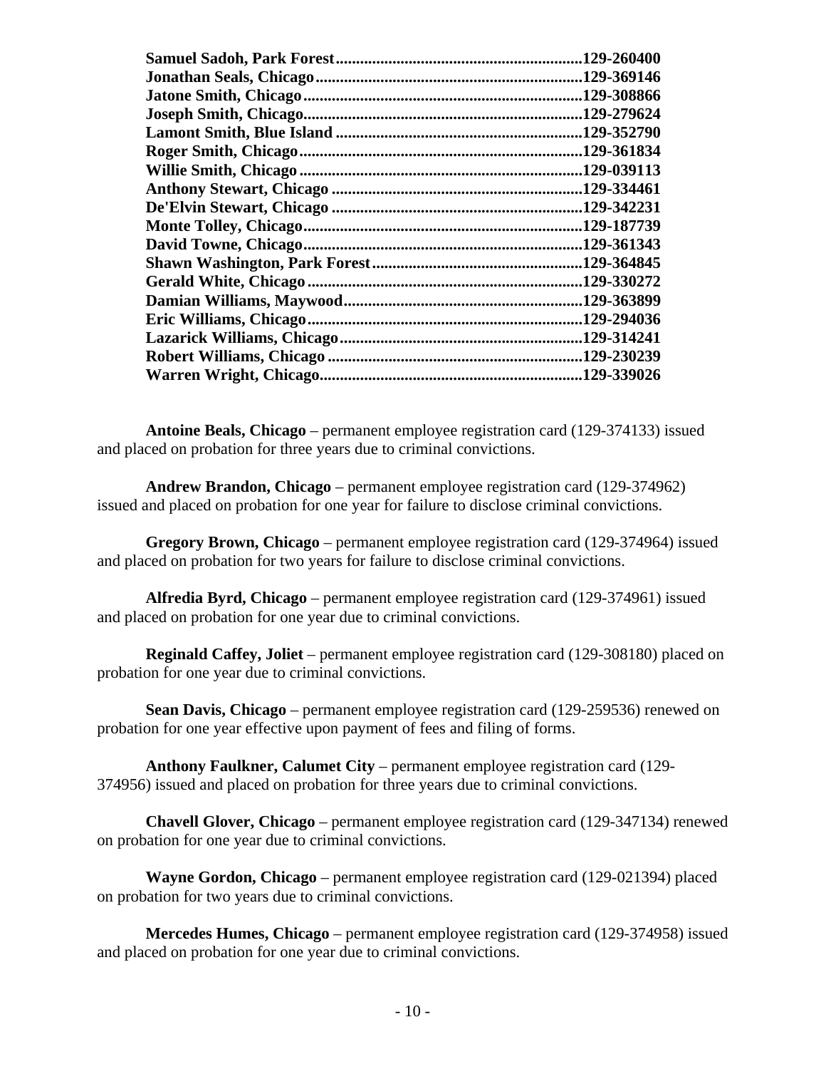**Samuel Sadoh, Park Forest............................................................129-260400**
**Jonathan Seals, Chicago.................................................................129-369146**
**Jatone Smith, Chicago....................................................................129-308866**
**Joseph Smith, Chicago....................................................................129-279624**
**Lamont Smith, Blue Island ............................................................129-352790**
**Roger Smith, Chicago.....................................................................129-361834**
**Willie Smith, Chicago.....................................................................129-039113**
**Anthony Stewart, Chicago .............................................................129-334461**
**De'Elvin Stewart, Chicago .............................................................129-342231**
**Monte Tolley, Chicago....................................................................129-187739**
**David Towne, Chicago....................................................................129-361343**
**Shawn Washington, Park Forest...................................................129-364845**
**Gerald White, Chicago...................................................................129-330272**
**Damian Williams, Maywood..........................................................129-363899**
**Eric Williams, Chicago...................................................................129-294036**
**Lazarick Williams, Chicago...........................................................129-314241**
**Robert Williams, Chicago ..............................................................129-230239**
**Warren Wright, Chicago................................................................129-339026**

**Antoine Beals, Chicago** – permanent employee registration card (129-374133) issued and placed on probation for three years due to criminal convictions.

**Andrew Brandon, Chicago** – permanent employee registration card (129-374962) issued and placed on probation for one year for failure to disclose criminal convictions.

**Gregory Brown, Chicago** – permanent employee registration card (129-374964) issued and placed on probation for two years for failure to disclose criminal convictions.

**Alfredia Byrd, Chicago** – permanent employee registration card (129-374961) issued and placed on probation for one year due to criminal convictions.

**Reginald Caffey, Joliet** – permanent employee registration card (129-308180) placed on probation for one year due to criminal convictions.

**Sean Davis, Chicago** – permanent employee registration card (129-259536) renewed on probation for one year effective upon payment of fees and filing of forms.

**Anthony Faulkner, Calumet City** – permanent employee registration card (129-374956) issued and placed on probation for three years due to criminal convictions.

**Chavell Glover, Chicago** – permanent employee registration card (129-347134) renewed on probation for one year due to criminal convictions.

**Wayne Gordon, Chicago** – permanent employee registration card (129-021394) placed on probation for two years due to criminal convictions.

**Mercedes Humes, Chicago** – permanent employee registration card (129-374958) issued and placed on probation for one year due to criminal convictions.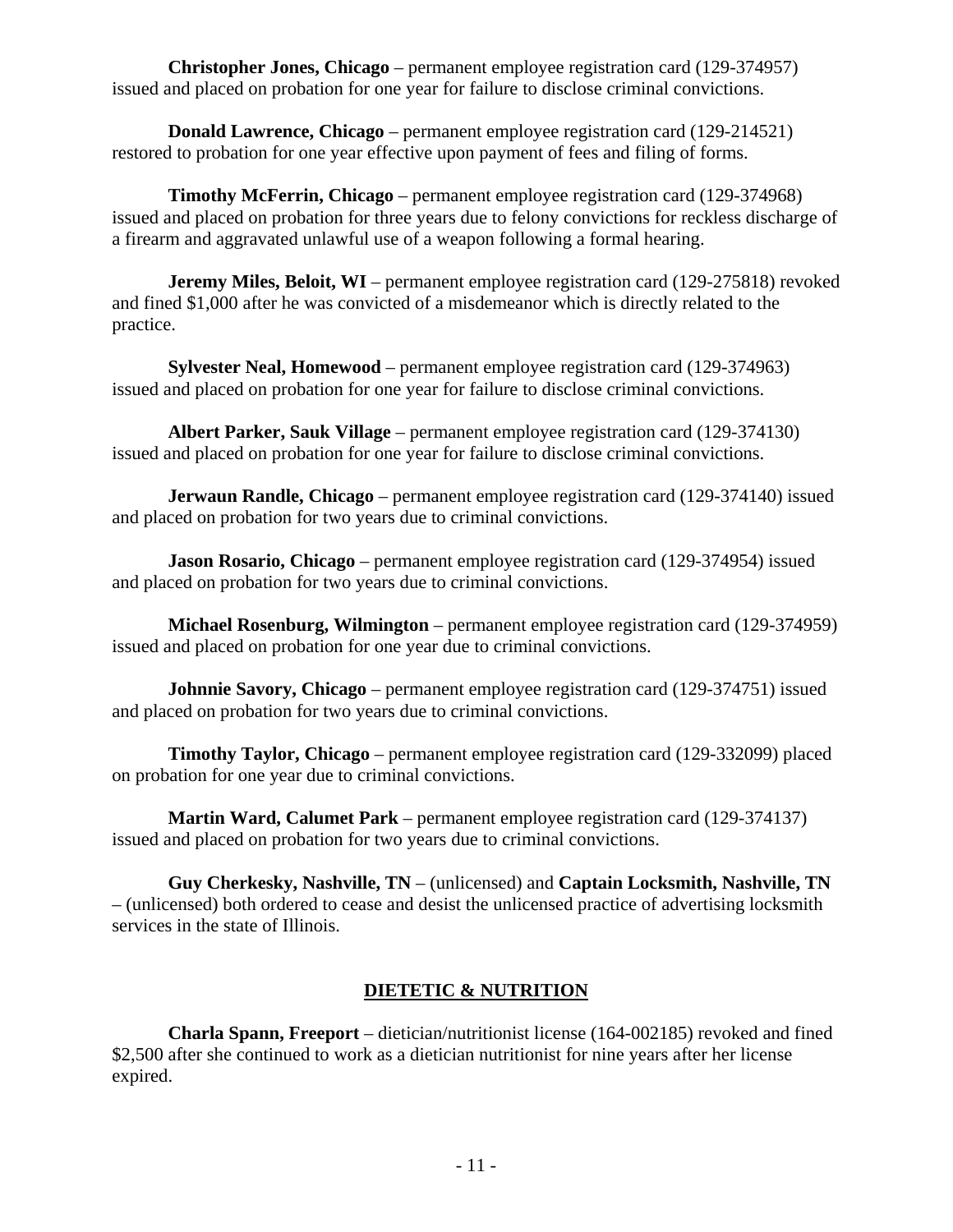**Christopher Jones, Chicago** – permanent employee registration card (129-374957) issued and placed on probation for one year for failure to disclose criminal convictions.

**Donald Lawrence, Chicago** – permanent employee registration card (129-214521) restored to probation for one year effective upon payment of fees and filing of forms.

**Timothy McFerrin, Chicago** – permanent employee registration card (129-374968) issued and placed on probation for three years due to felony convictions for reckless discharge of a firearm and aggravated unlawful use of a weapon following a formal hearing.

**Jeremy Miles, Beloit, WI** – permanent employee registration card (129-275818) revoked and fined $1,000 after he was convicted of a misdemeanor which is directly related to the practice.

**Sylvester Neal, Homewood** – permanent employee registration card (129-374963) issued and placed on probation for one year for failure to disclose criminal convictions.

**Albert Parker, Sauk Village** – permanent employee registration card (129-374130) issued and placed on probation for one year for failure to disclose criminal convictions.

**Jerwaun Randle, Chicago** – permanent employee registration card (129-374140) issued and placed on probation for two years due to criminal convictions.

**Jason Rosario, Chicago** – permanent employee registration card (129-374954) issued and placed on probation for two years due to criminal convictions.

**Michael Rosenburg, Wilmington** – permanent employee registration card (129-374959) issued and placed on probation for one year due to criminal convictions.

**Johnnie Savory, Chicago** – permanent employee registration card (129-374751) issued and placed on probation for two years due to criminal convictions.

**Timothy Taylor, Chicago** – permanent employee registration card (129-332099) placed on probation for one year due to criminal convictions.

**Martin Ward, Calumet Park** – permanent employee registration card (129-374137) issued and placed on probation for two years due to criminal convictions.

**Guy Cherkesky, Nashville, TN** – (unlicensed) and **Captain Locksmith, Nashville, TN** – (unlicensed) both ordered to cease and desist the unlicensed practice of advertising locksmith services in the state of Illinois.

## DIETETIC & NUTRITION

**Charla Spann, Freeport** – dietician/nutritionist license (164-002185) revoked and fined $2,500 after she continued to work as a dietician nutritionist for nine years after her license expired.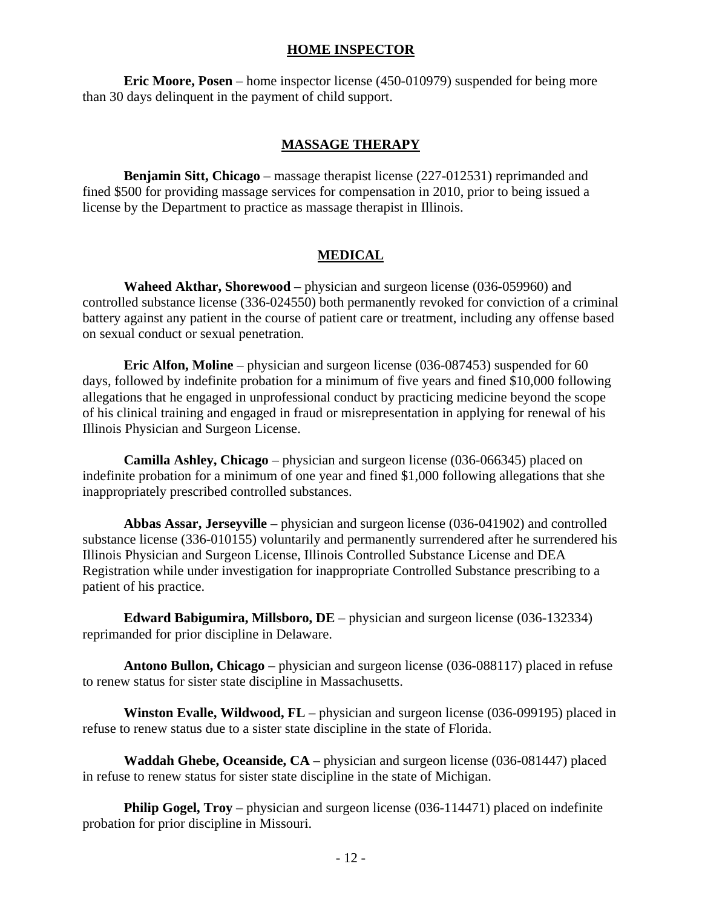## HOME INSPECTOR

**Eric Moore, Posen** – home inspector license (450-010979) suspended for being more than 30 days delinquent in the payment of child support.

## MASSAGE THERAPY

**Benjamin Sitt, Chicago** – massage therapist license (227-012531) reprimanded and fined $500 for providing massage services for compensation in 2010, prior to being issued a license by the Department to practice as massage therapist in Illinois.

## MEDICAL

**Waheed Akthar, Shorewood** – physician and surgeon license (036-059960) and controlled substance license (336-024550) both permanently revoked for conviction of a criminal battery against any patient in the course of patient care or treatment, including any offense based on sexual conduct or sexual penetration.

**Eric Alfon, Moline** – physician and surgeon license (036-087453) suspended for 60 days, followed by indefinite probation for a minimum of five years and fined $10,000 following allegations that he engaged in unprofessional conduct by practicing medicine beyond the scope of his clinical training and engaged in fraud or misrepresentation in applying for renewal of his Illinois Physician and Surgeon License.

**Camilla Ashley, Chicago** – physician and surgeon license (036-066345) placed on indefinite probation for a minimum of one year and fined $1,000 following allegations that she inappropriately prescribed controlled substances.

**Abbas Assar, Jerseyville** – physician and surgeon license (036-041902) and controlled substance license (336-010155) voluntarily and permanently surrendered after he surrendered his Illinois Physician and Surgeon License, Illinois Controlled Substance License and DEA Registration while under investigation for inappropriate Controlled Substance prescribing to a patient of his practice.

**Edward Babigumira, Millsboro, DE** – physician and surgeon license (036-132334) reprimanded for prior discipline in Delaware.

**Antono Bullon, Chicago** – physician and surgeon license (036-088117) placed in refuse to renew status for sister state discipline in Massachusetts.

**Winston Evalle, Wildwood, FL** – physician and surgeon license (036-099195) placed in refuse to renew status due to a sister state discipline in the state of Florida.

**Waddah Ghebe, Oceanside, CA** – physician and surgeon license (036-081447) placed in refuse to renew status for sister state discipline in the state of Michigan.

**Philip Gogel, Troy** – physician and surgeon license (036-114471) placed on indefinite probation for prior discipline in Missouri.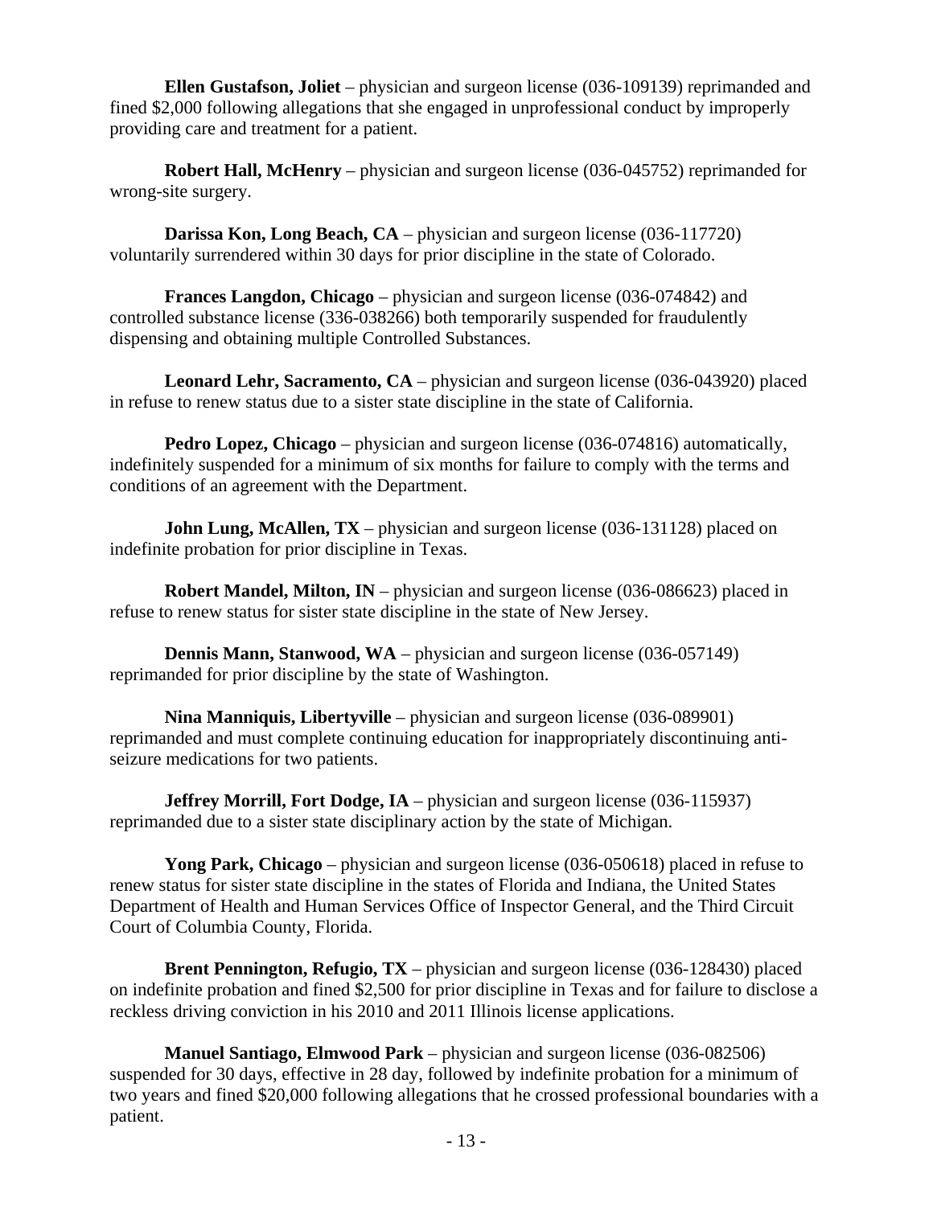**Ellen Gustafson, Joliet** – physician and surgeon license (036-109139) reprimanded and fined $2,000 following allegations that she engaged in unprofessional conduct by improperly providing care and treatment for a patient.

**Robert Hall, McHenry** – physician and surgeon license (036-045752) reprimanded for wrong-site surgery.

**Darissa Kon, Long Beach, CA** – physician and surgeon license (036-117720) voluntarily surrendered within 30 days for prior discipline in the state of Colorado.

**Frances Langdon, Chicago** – physician and surgeon license (036-074842) and controlled substance license (336-038266) both temporarily suspended for fraudulently dispensing and obtaining multiple Controlled Substances.

**Leonard Lehr, Sacramento, CA** – physician and surgeon license (036-043920) placed in refuse to renew status due to a sister state discipline in the state of California.

**Pedro Lopez, Chicago** – physician and surgeon license (036-074816) automatically, indefinitely suspended for a minimum of six months for failure to comply with the terms and conditions of an agreement with the Department.

**John Lung, McAllen, TX** – physician and surgeon license (036-131128) placed on indefinite probation for prior discipline in Texas.

**Robert Mandel, Milton, IN** – physician and surgeon license (036-086623) placed in refuse to renew status for sister state discipline in the state of New Jersey.

**Dennis Mann, Stanwood, WA** – physician and surgeon license (036-057149) reprimanded for prior discipline by the state of Washington.

**Nina Manniquis, Libertyville** – physician and surgeon license (036-089901) reprimanded and must complete continuing education for inappropriately discontinuing anti-seizure medications for two patients.

**Jeffrey Morrill, Fort Dodge, IA** – physician and surgeon license (036-115937) reprimanded due to a sister state disciplinary action by the state of Michigan.

**Yong Park, Chicago** – physician and surgeon license (036-050618) placed in refuse to renew status for sister state discipline in the states of Florida and Indiana, the United States Department of Health and Human Services Office of Inspector General, and the Third Circuit Court of Columbia County, Florida.

**Brent Pennington, Refugio, TX** – physician and surgeon license (036-128430) placed on indefinite probation and fined $2,500 for prior discipline in Texas and for failure to disclose a reckless driving conviction in his 2010 and 2011 Illinois license applications.

**Manuel Santiago, Elmwood Park** – physician and surgeon license (036-082506) suspended for 30 days, effective in 28 day, followed by indefinite probation for a minimum of two years and fined $20,000 following allegations that he crossed professional boundaries with a patient.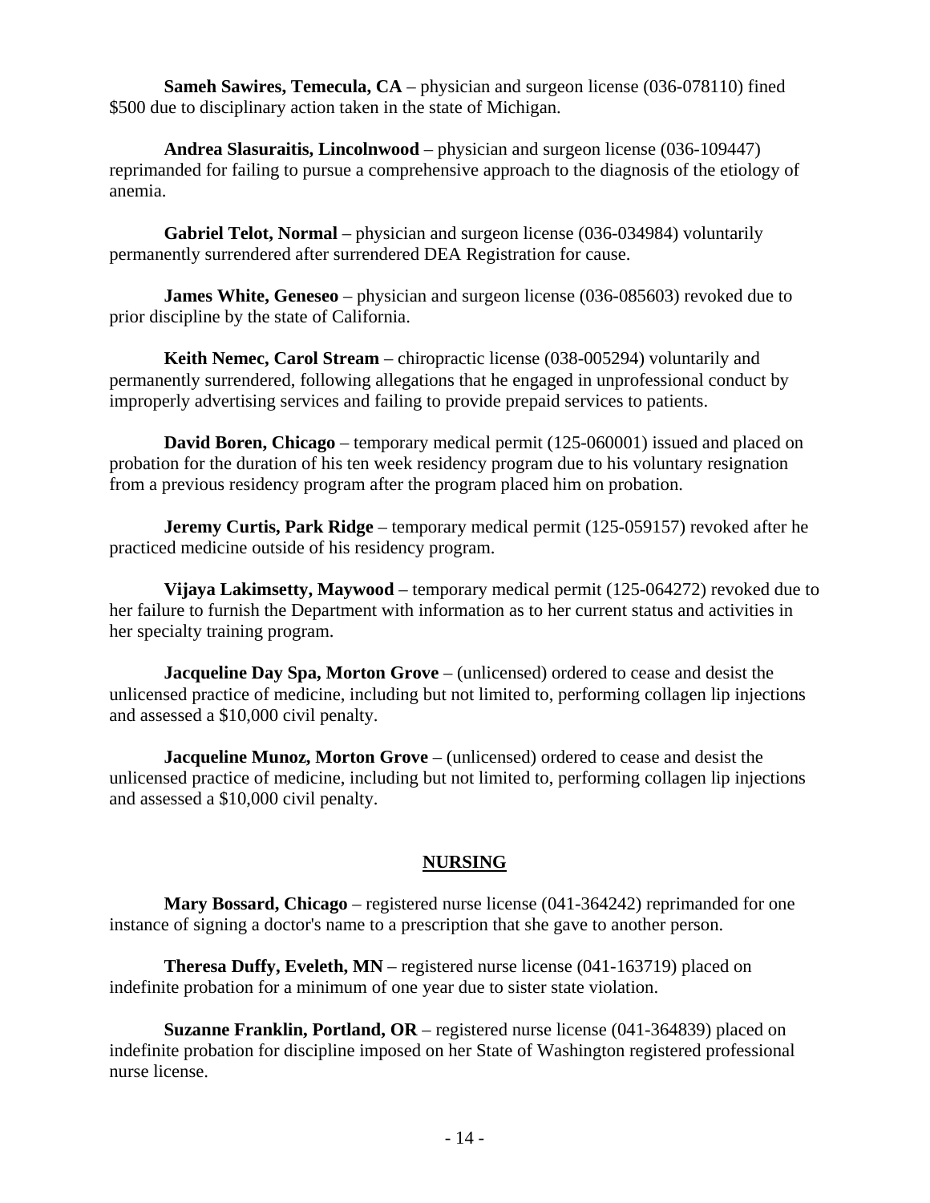**Sameh Sawires, Temecula, CA** – physician and surgeon license (036-078110) fined $500 due to disciplinary action taken in the state of Michigan.

**Andrea Slasuraitis, Lincolnwood** – physician and surgeon license (036-109447) reprimanded for failing to pursue a comprehensive approach to the diagnosis of the etiology of anemia.

**Gabriel Telot, Normal** – physician and surgeon license (036-034984) voluntarily permanently surrendered after surrendered DEA Registration for cause.

**James White, Geneseo** – physician and surgeon license (036-085603) revoked due to prior discipline by the state of California.

**Keith Nemec, Carol Stream** – chiropractic license (038-005294) voluntarily and permanently surrendered, following allegations that he engaged in unprofessional conduct by improperly advertising services and failing to provide prepaid services to patients.

**David Boren, Chicago** – temporary medical permit (125-060001) issued and placed on probation for the duration of his ten week residency program due to his voluntary resignation from a previous residency program after the program placed him on probation.

**Jeremy Curtis, Park Ridge** – temporary medical permit (125-059157) revoked after he practiced medicine outside of his residency program.

**Vijaya Lakimsetty, Maywood** – temporary medical permit (125-064272) revoked due to her failure to furnish the Department with information as to her current status and activities in her specialty training program.

**Jacqueline Day Spa, Morton Grove** – (unlicensed) ordered to cease and desist the unlicensed practice of medicine, including but not limited to, performing collagen lip injections and assessed a $10,000 civil penalty.

**Jacqueline Munoz, Morton Grove** – (unlicensed) ordered to cease and desist the unlicensed practice of medicine, including but not limited to, performing collagen lip injections and assessed a $10,000 civil penalty.

## NURSING

**Mary Bossard, Chicago** – registered nurse license (041-364242) reprimanded for one instance of signing a doctor's name to a prescription that she gave to another person.

**Theresa Duffy, Eveleth, MN** – registered nurse license (041-163719) placed on indefinite probation for a minimum of one year due to sister state violation.

**Suzanne Franklin, Portland, OR** – registered nurse license (041-364839) placed on indefinite probation for discipline imposed on her State of Washington registered professional nurse license.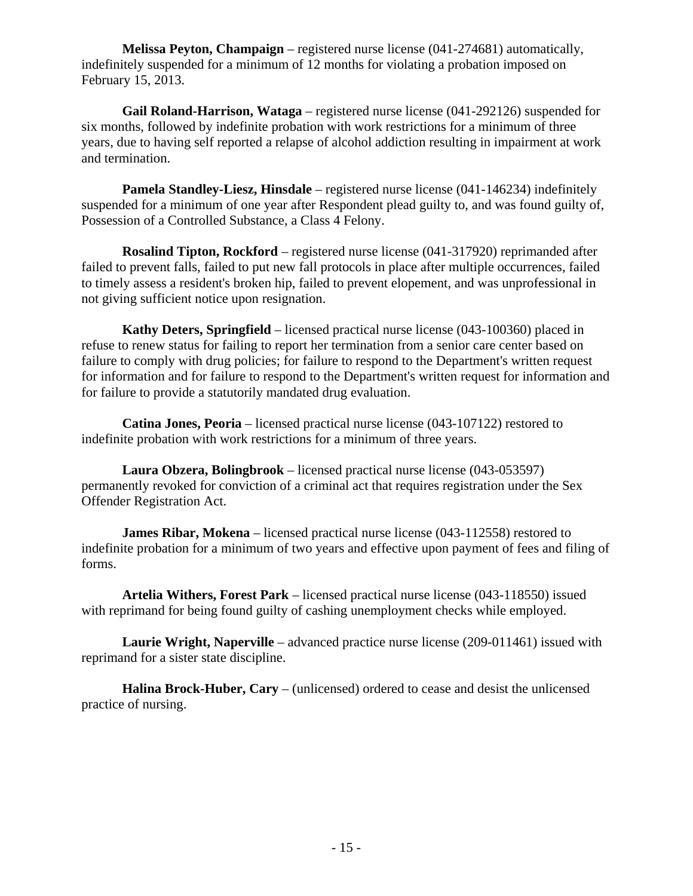**Melissa Peyton, Champaign** – registered nurse license (041-274681) automatically, indefinitely suspended for a minimum of 12 months for violating a probation imposed on February 15, 2013.

**Gail Roland-Harrison, Wataga** – registered nurse license (041-292126) suspended for six months, followed by indefinite probation with work restrictions for a minimum of three years, due to having self reported a relapse of alcohol addiction resulting in impairment at work and termination.

**Pamela Standley-Liesz, Hinsdale** – registered nurse license (041-146234) indefinitely suspended for a minimum of one year after Respondent plead guilty to, and was found guilty of, Possession of a Controlled Substance, a Class 4 Felony.

**Rosalind Tipton, Rockford** – registered nurse license (041-317920) reprimanded after failed to prevent falls, failed to put new fall protocols in place after multiple occurrences, failed to timely assess a resident's broken hip, failed to prevent elopement, and was unprofessional in not giving sufficient notice upon resignation.

**Kathy Deters, Springfield** – licensed practical nurse license (043-100360) placed in refuse to renew status for failing to report her termination from a senior care center based on failure to comply with drug policies; for failure to respond to the Department's written request for information and for failure to respond to the Department's written request for information and for failure to provide a statutorily mandated drug evaluation.

**Catina Jones, Peoria** – licensed practical nurse license (043-107122) restored to indefinite probation with work restrictions for a minimum of three years.

**Laura Obzera, Bolingbrook** – licensed practical nurse license (043-053597) permanently revoked for conviction of a criminal act that requires registration under the Sex Offender Registration Act.

**James Ribar, Mokena** – licensed practical nurse license (043-112558) restored to indefinite probation for a minimum of two years and effective upon payment of fees and filing of forms.

**Artelia Withers, Forest Park** – licensed practical nurse license (043-118550) issued with reprimand for being found guilty of cashing unemployment checks while employed.

**Laurie Wright, Naperville** – advanced practice nurse license (209-011461) issued with reprimand for a sister state discipline.

**Halina Brock-Huber, Cary** – (unlicensed) ordered to cease and desist the unlicensed practice of nursing.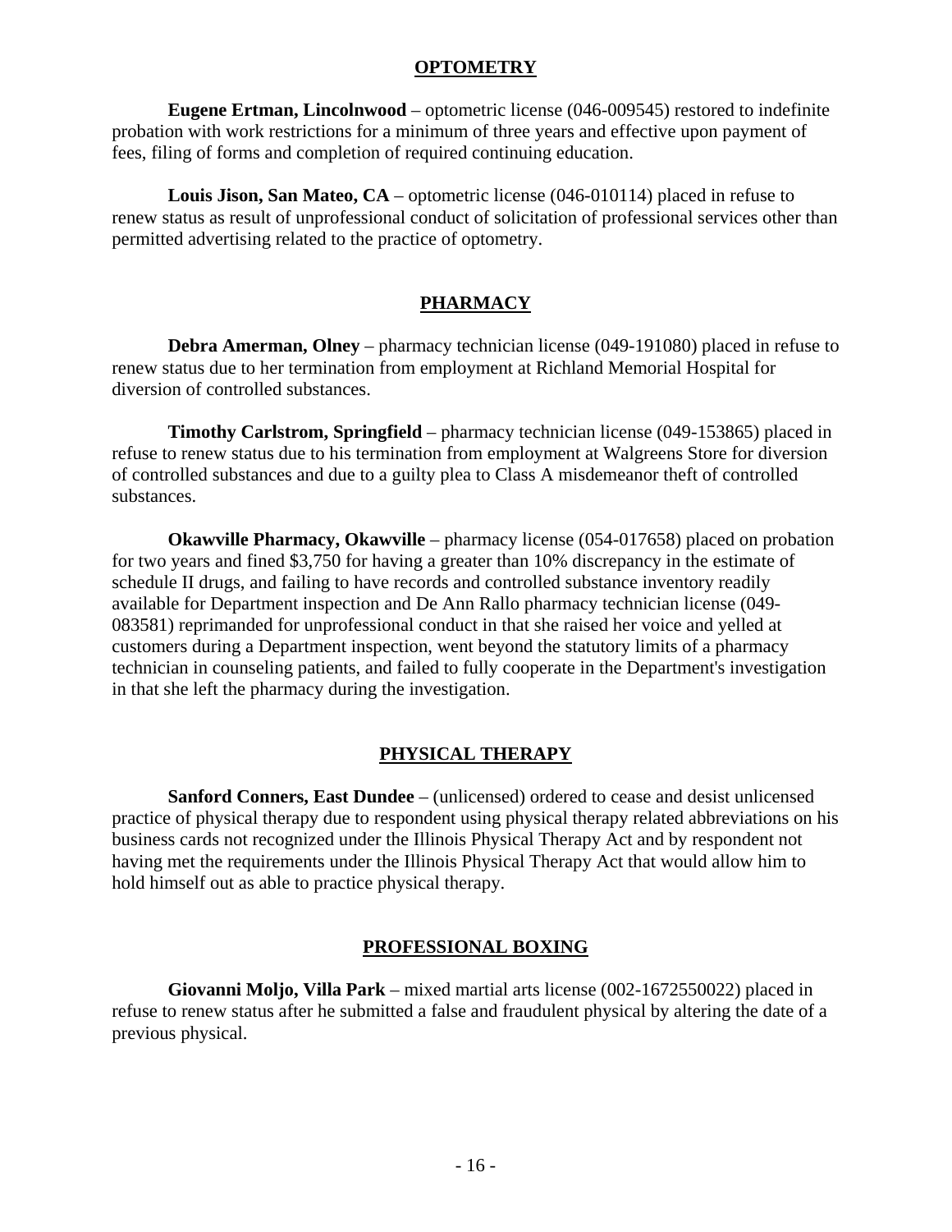## OPTOMETRY

**Eugene Ertman, Lincolnwood** – optometric license (046-009545) restored to indefinite probation with work restrictions for a minimum of three years and effective upon payment of fees, filing of forms and completion of required continuing education.

**Louis Jison, San Mateo, CA** – optometric license (046-010114) placed in refuse to renew status as result of unprofessional conduct of solicitation of professional services other than permitted advertising related to the practice of optometry.

## PHARMACY

**Debra Amerman, Olney** – pharmacy technician license (049-191080) placed in refuse to renew status due to her termination from employment at Richland Memorial Hospital for diversion of controlled substances.

**Timothy Carlstrom, Springfield** – pharmacy technician license (049-153865) placed in refuse to renew status due to his termination from employment at Walgreens Store for diversion of controlled substances and due to a guilty plea to Class A misdemeanor theft of controlled substances.

**Okawville Pharmacy, Okawville** – pharmacy license (054-017658) placed on probation for two years and fined $3,750 for having a greater than 10% discrepancy in the estimate of schedule II drugs, and failing to have records and controlled substance inventory readily available for Department inspection and De Ann Rallo pharmacy technician license (049-083581) reprimanded for unprofessional conduct in that she raised her voice and yelled at customers during a Department inspection, went beyond the statutory limits of a pharmacy technician in counseling patients, and failed to fully cooperate in the Department's investigation in that she left the pharmacy during the investigation.

## PHYSICAL THERAPY

**Sanford Conners, East Dundee** – (unlicensed) ordered to cease and desist unlicensed practice of physical therapy due to respondent using physical therapy related abbreviations on his business cards not recognized under the Illinois Physical Therapy Act and by respondent not having met the requirements under the Illinois Physical Therapy Act that would allow him to hold himself out as able to practice physical therapy.

## PROFESSIONAL BOXING

**Giovanni Moljo, Villa Park** – mixed martial arts license (002-1672550022) placed in refuse to renew status after he submitted a false and fraudulent physical by altering the date of a previous physical.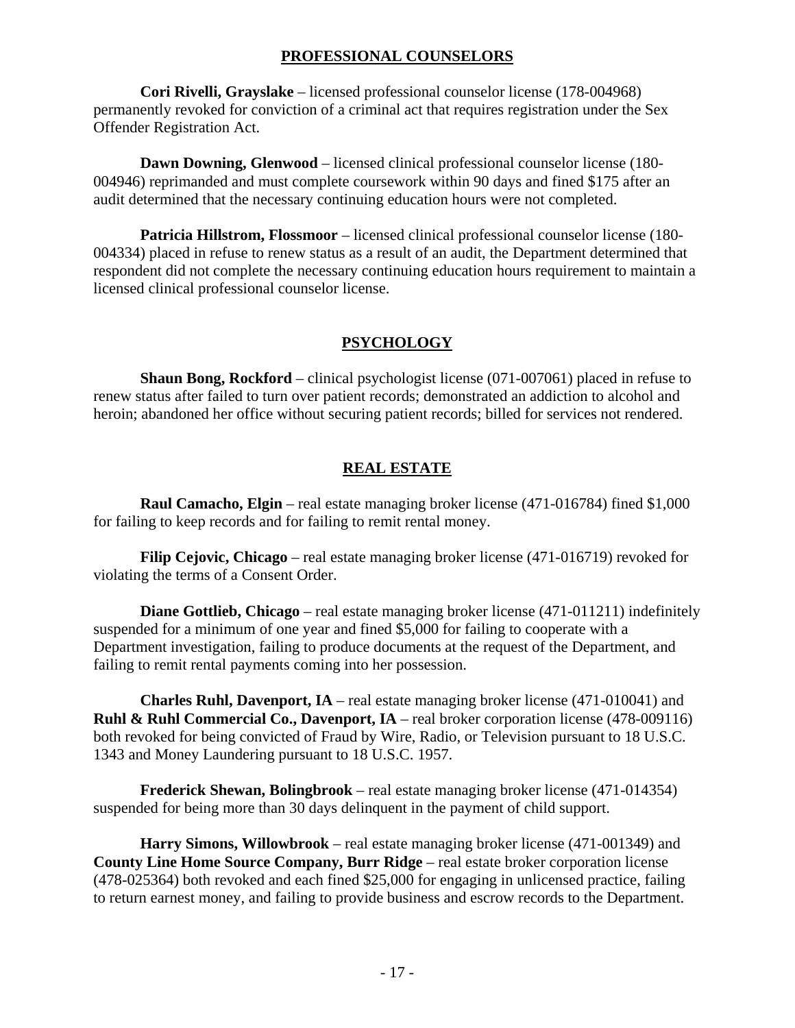## PROFESSIONAL COUNSELORS

**Cori Rivelli, Grayslake** – licensed professional counselor license (178-004968) permanently revoked for conviction of a criminal act that requires registration under the Sex Offender Registration Act.

**Dawn Downing, Glenwood** – licensed clinical professional counselor license (180-004946) reprimanded and must complete coursework within 90 days and fined $175 after an audit determined that the necessary continuing education hours were not completed.

**Patricia Hillstrom, Flossmoor** – licensed clinical professional counselor license (180-004334) placed in refuse to renew status as a result of an audit, the Department determined that respondent did not complete the necessary continuing education hours requirement to maintain a licensed clinical professional counselor license.

## PSYCHOLOGY

**Shaun Bong, Rockford** – clinical psychologist license (071-007061) placed in refuse to renew status after failed to turn over patient records; demonstrated an addiction to alcohol and heroin; abandoned her office without securing patient records; billed for services not rendered.

## REAL ESTATE

**Raul Camacho, Elgin** – real estate managing broker license (471-016784) fined $1,000 for failing to keep records and for failing to remit rental money.

**Filip Cejovic, Chicago** – real estate managing broker license (471-016719) revoked for violating the terms of a Consent Order.

**Diane Gottlieb, Chicago** – real estate managing broker license (471-011211) indefinitely suspended for a minimum of one year and fined $5,000 for failing to cooperate with a Department investigation, failing to produce documents at the request of the Department, and failing to remit rental payments coming into her possession.

**Charles Ruhl, Davenport, IA** – real estate managing broker license (471-010041) and **Ruhl & Ruhl Commercial Co., Davenport, IA** – real broker corporation license (478-009116) both revoked for being convicted of Fraud by Wire, Radio, or Television pursuant to 18 U.S.C. 1343 and Money Laundering pursuant to 18 U.S.C. 1957.

**Frederick Shewan, Bolingbrook** – real estate managing broker license (471-014354) suspended for being more than 30 days delinquent in the payment of child support.

**Harry Simons, Willowbrook** – real estate managing broker license (471-001349) and **County Line Home Source Company, Burr Ridge** – real estate broker corporation license (478-025364) both revoked and each fined $25,000 for engaging in unlicensed practice, failing to return earnest money, and failing to provide business and escrow records to the Department.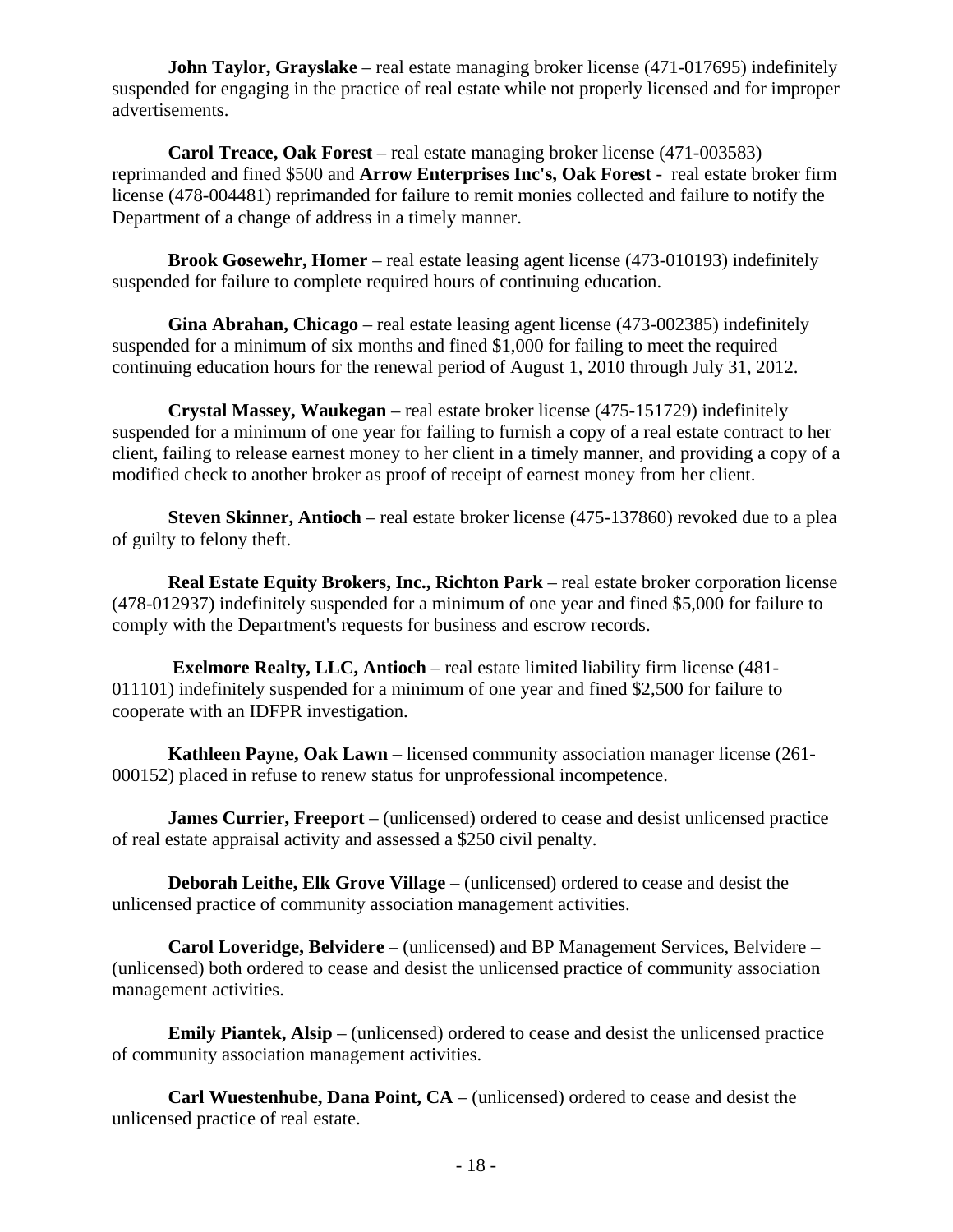**John Taylor, Grayslake** – real estate managing broker license (471-017695) indefinitely suspended for engaging in the practice of real estate while not properly licensed and for improper advertisements.

**Carol Treace, Oak Forest** – real estate managing broker license (471-003583) reprimanded and fined $500 and **Arrow Enterprises Inc's, Oak Forest** - real estate broker firm license (478-004481) reprimanded for failure to remit monies collected and failure to notify the Department of a change of address in a timely manner.

**Brook Gosewehr, Homer** – real estate leasing agent license (473-010193) indefinitely suspended for failure to complete required hours of continuing education.

**Gina Abrahan, Chicago** – real estate leasing agent license (473-002385) indefinitely suspended for a minimum of six months and fined $1,000 for failing to meet the required continuing education hours for the renewal period of August 1, 2010 through July 31, 2012.

**Crystal Massey, Waukegan** – real estate broker license (475-151729) indefinitely suspended for a minimum of one year for failing to furnish a copy of a real estate contract to her client, failing to release earnest money to her client in a timely manner, and providing a copy of a modified check to another broker as proof of receipt of earnest money from her client.

**Steven Skinner, Antioch** – real estate broker license (475-137860) revoked due to a plea of guilty to felony theft.

**Real Estate Equity Brokers, Inc., Richton Park** – real estate broker corporation license (478-012937) indefinitely suspended for a minimum of one year and fined $5,000 for failure to comply with the Department's requests for business and escrow records.

**Exelmore Realty, LLC, Antioch** – real estate limited liability firm license (481-011101) indefinitely suspended for a minimum of one year and fined $2,500 for failure to cooperate with an IDFPR investigation.

**Kathleen Payne, Oak Lawn** – licensed community association manager license (261-000152) placed in refuse to renew status for unprofessional incompetence.

**James Currier, Freeport** – (unlicensed) ordered to cease and desist unlicensed practice of real estate appraisal activity and assessed a $250 civil penalty.

**Deborah Leithe, Elk Grove Village** – (unlicensed) ordered to cease and desist the unlicensed practice of community association management activities.

**Carol Loveridge, Belvidere** – (unlicensed) and BP Management Services, Belvidere – (unlicensed) both ordered to cease and desist the unlicensed practice of community association management activities.

**Emily Piantek, Alsip** – (unlicensed) ordered to cease and desist the unlicensed practice of community association management activities.

**Carl Wuestenhube, Dana Point, CA** – (unlicensed) ordered to cease and desist the unlicensed practice of real estate.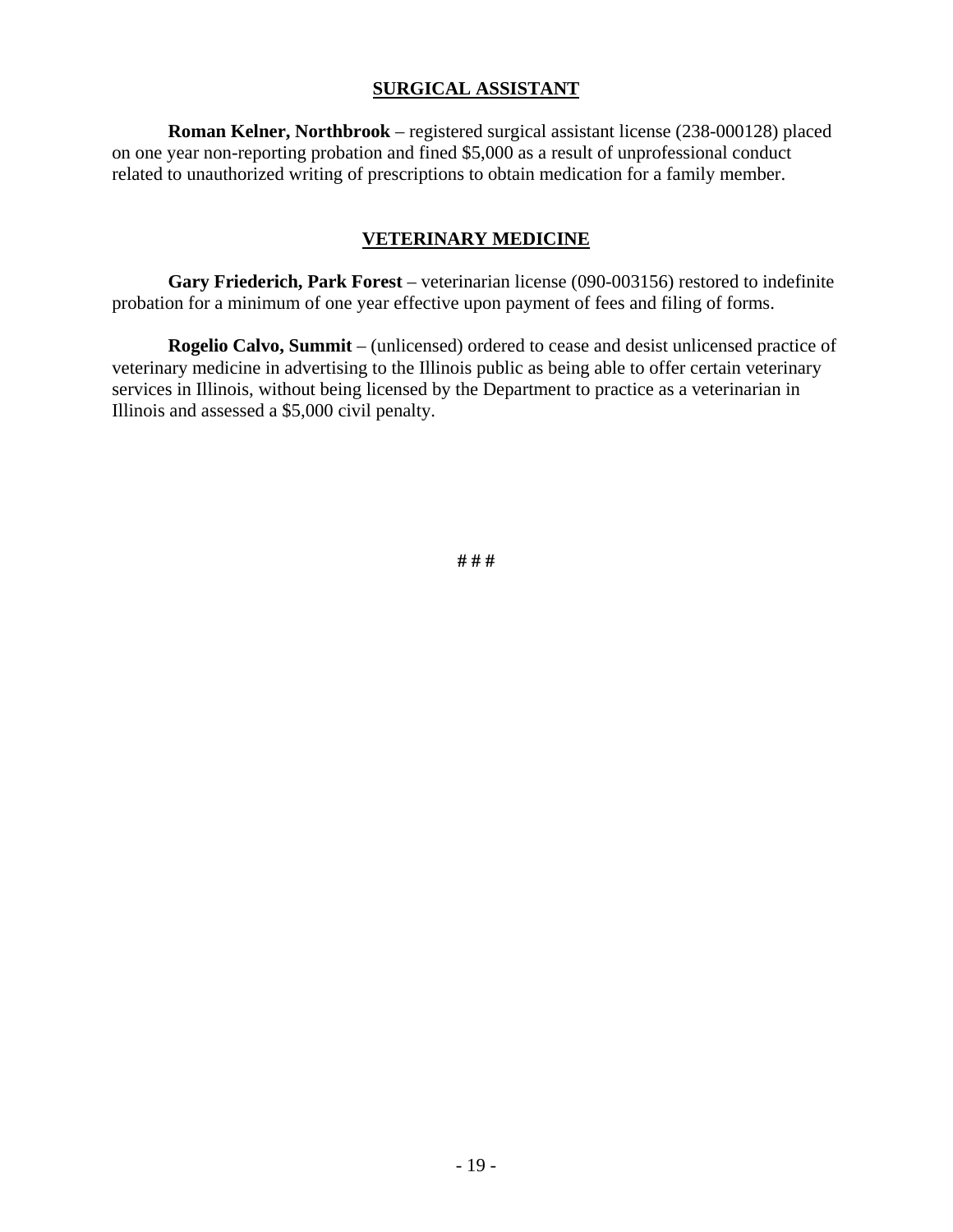## SURGICAL ASSISTANT

**Roman Kelner, Northbrook** – registered surgical assistant license (238-000128) placed on one year non-reporting probation and fined $5,000 as a result of unprofessional conduct related to unauthorized writing of prescriptions to obtain medication for a family member.

## VETERINARY MEDICINE

**Gary Friederich, Park Forest** – veterinarian license (090-003156) restored to indefinite probation for a minimum of one year effective upon payment of fees and filing of forms.

**Rogelio Calvo, Summit** – (unlicensed) ordered to cease and desist unlicensed practice of veterinary medicine in advertising to the Illinois public as being able to offer certain veterinary services in Illinois, without being licensed by the Department to practice as a veterinarian in Illinois and assessed a $5,000 civil penalty.

# # #